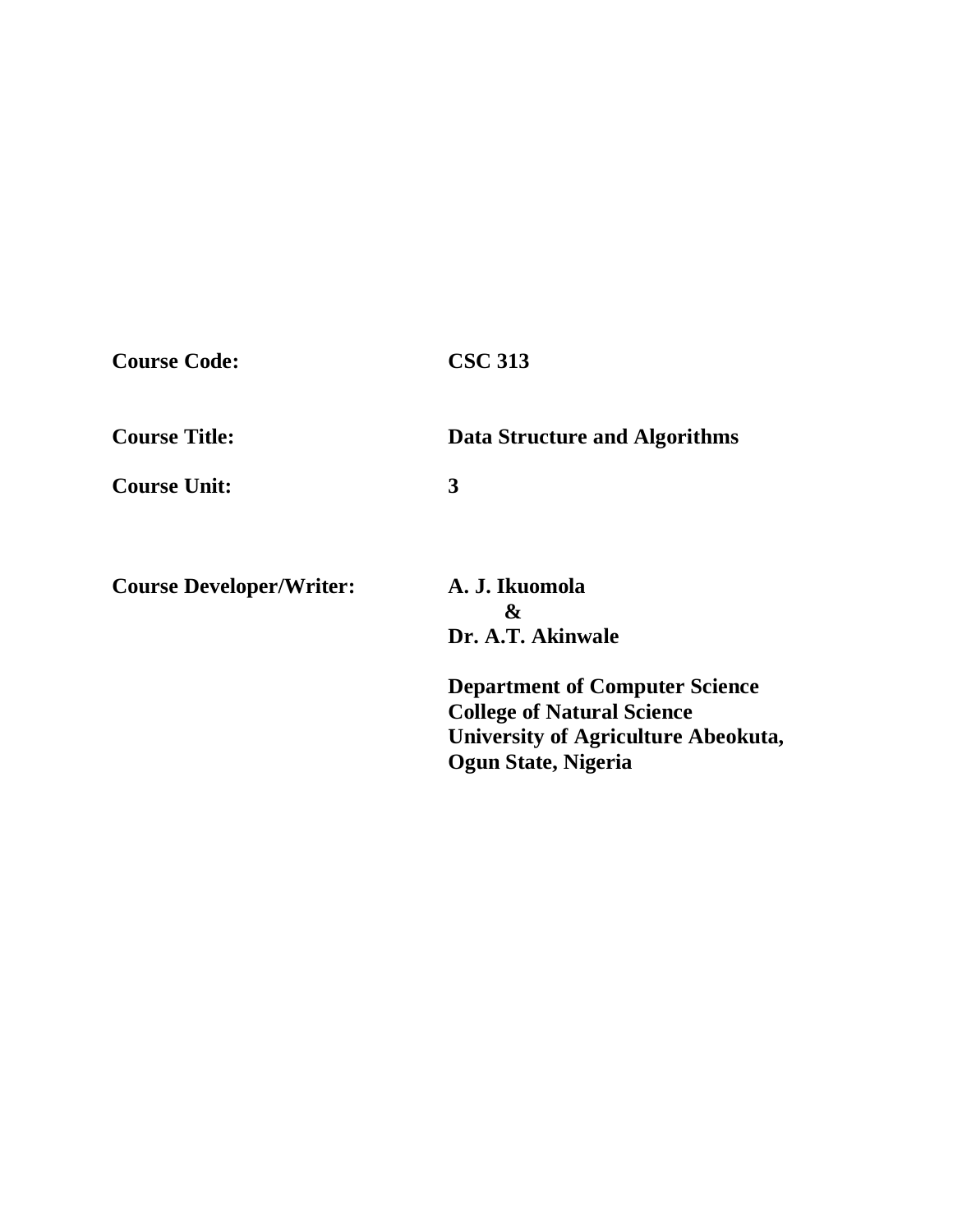| | |
|---|---|
| **Course Code:** | **CSC 313** |
| **Course Title:** | **Data Structure and Algorithms** |
| **Course Unit:** | **3** |
| **Course Developer/Writer:** | **A. J. Ikuomola** |
| | **&** |
| | **Dr. A.T. Akinwale** |
| | **Department of Computer Science** |
| | **College of Natural Science** |
| | **University of Agriculture Abeokuta,** |
| | **Ogun State, Nigeria** |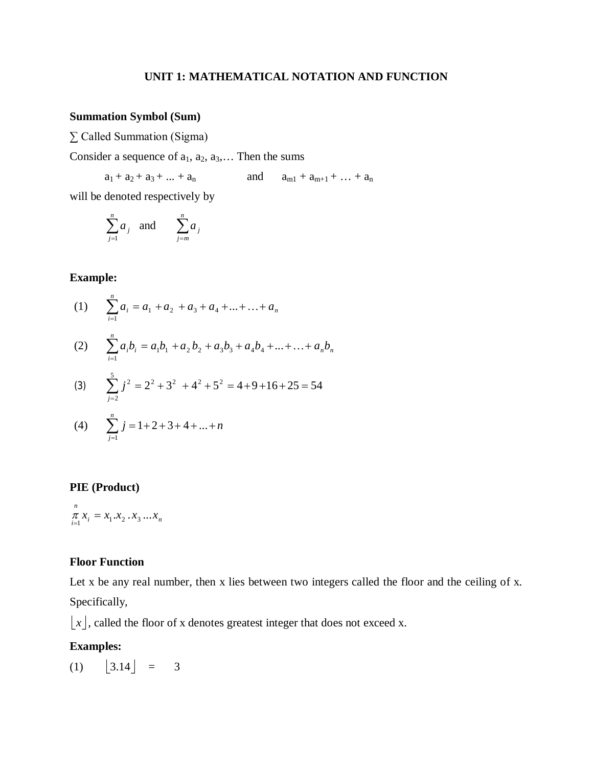# UNIT 1: MATHEMATICAL NOTATION AND FUNCTION

**Summation Symbol (Sum)**

∑ Called Summation (Sigma)

Consider a sequence of $a_1, a_2, a_3, \ldots$ Then the sums

$$a_1 + a_2 + a_3 + \ldots + a_n \qquad \text{and} \qquad a_{m1} + a_{m+1} + \ldots + a_n$$

will be denoted respectively by

$$\sum_{j=1}^{n} a_j \quad \text{and} \quad \sum_{j=m}^{n} a_j$$

**Example:**

(1) $$\sum_{i=1}^{n} a_i = a_1 + a_2 + a_3 + a_4 + \ldots + \ldots + a_n$$

(2) $$\sum_{i=1}^{n} a_i b_i = a_1 b_1 + a_2 b_2 + a_3 b_3 + a_4 b_4 + \ldots + \ldots + a_n b_n$$

(3) $$\sum_{j=2}^{5} j^2 = 2^2 + 3^2 + 4^2 + 5^2 = 4 + 9 + 16 + 25 = 54$$

(4) $$\sum_{j=1}^{n} j = 1 + 2 + 3 + 4 + \ldots + n$$

**PIE (Product)**

$$\underset{i=1}{\overset{n}{\pi}} x_i = x_1 . x_2 . x_3 \ldots x_n$$

**Floor Function**

Let x be any real number, then x lies between two integers called the floor and the ceiling of x. Specifically,

$\lfloor x \rfloor$, called the floor of x denotes greatest integer that does not exceed x.

**Examples:**

(1) $\lfloor 3.14 \rfloor = 3$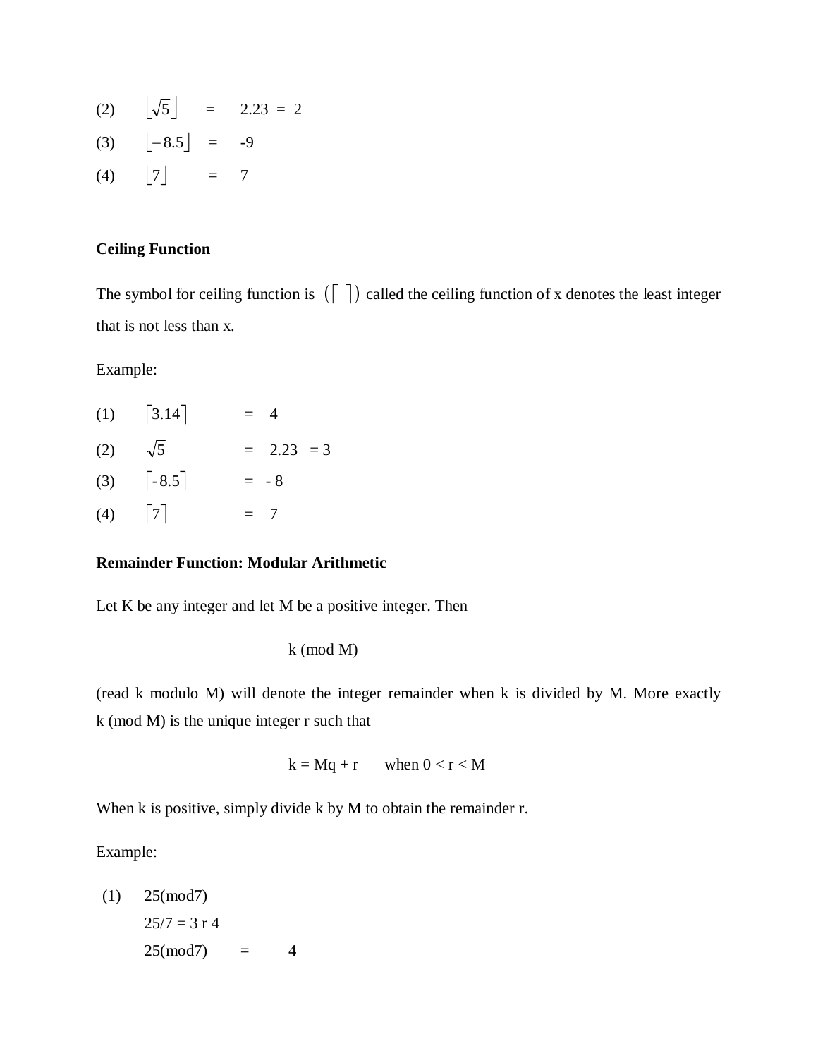(2) $\lfloor\sqrt{5}\rfloor = 2.23 = 2$

(3) $\lfloor -8.5 \rfloor = -9$

(4) $\lfloor 7 \rfloor = 7$

**Ceiling Function**

The symbol for ceiling function is $(\lceil \ \rceil)$ called the ceiling function of x denotes the least integer that is not less than x.

Example:

(1) $\lceil 3.14 \rceil = 4$

(2) $\sqrt{5} = 2.23 = 3$

(3) $\lceil -8.5 \rceil = -8$

(4) $\lceil 7 \rceil = 7$

**Remainder Function: Modular Arithmetic**

Let K be any integer and let M be a positive integer. Then

$$k \ (\text{mod } M)$$

(read k modulo M) will denote the integer remainder when k is divided by M. More exactly k (mod M) is the unique integer r such that

$$k = Mq + r \qquad \text{when } 0 < r < M$$

When k is positive, simply divide k by M to obtain the remainder r.

Example:

(1) 25(mod7)

25/7 = 3 r 4

25(mod7) = 4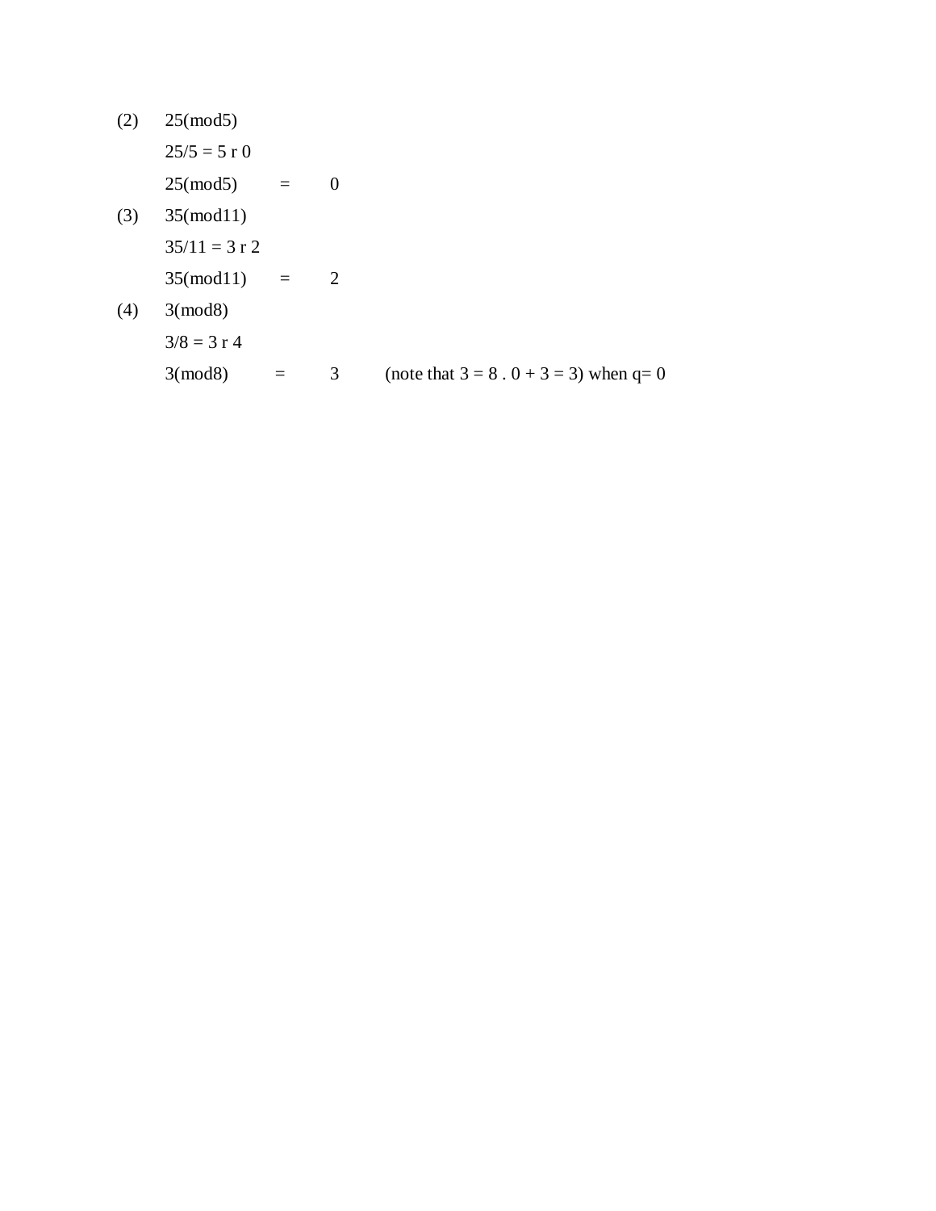(2) 25(mod5)

$25/5 = 5$ r 0

25(mod5) $=$ 0

(3) 35(mod11)

$35/11 = 3$ r 2

35(mod11) $=$ 2

(4) 3(mod8)

$3/8 = 3$ r 4

3(mod8) $=$ 3 (note that $3 = 8 . 0 + 3 = 3$) when $q = 0$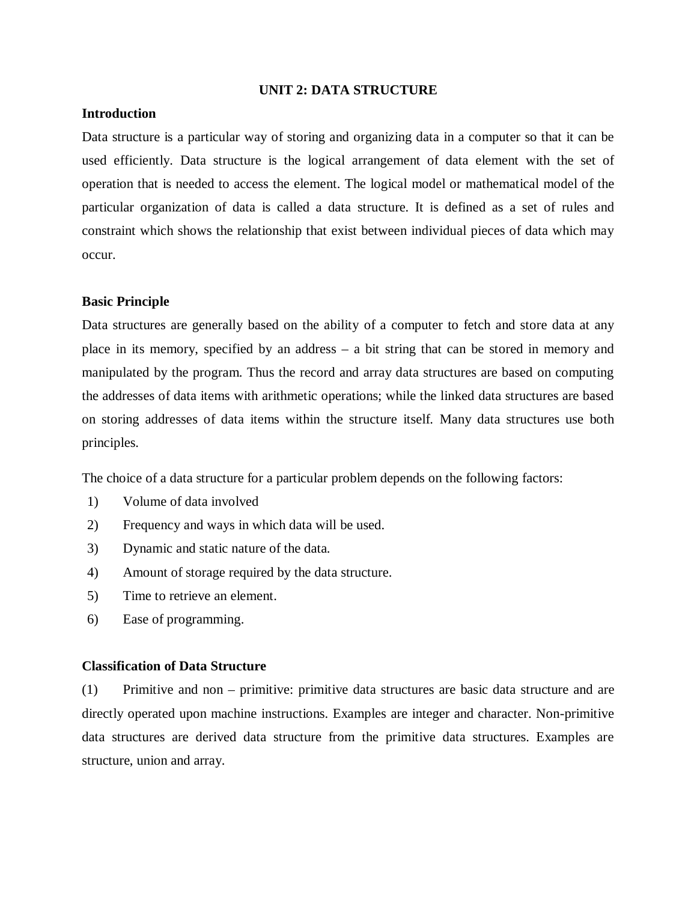# UNIT 2: DATA STRUCTURE

## Introduction

Data structure is a particular way of storing and organizing data in a computer so that it can be used efficiently. Data structure is the logical arrangement of data element with the set of operation that is needed to access the element. The logical model or mathematical model of the particular organization of data is called a data structure. It is defined as a set of rules and constraint which shows the relationship that exist between individual pieces of data which may occur.

## Basic Principle

Data structures are generally based on the ability of a computer to fetch and store data at any place in its memory, specified by an address – a bit string that can be stored in memory and manipulated by the program. Thus the record and array data structures are based on computing the addresses of data items with arithmetic operations; while the linked data structures are based on storing addresses of data items within the structure itself. Many data structures use both principles.

The choice of a data structure for a particular problem depends on the following factors:

1) Volume of data involved
2) Frequency and ways in which data will be used.
3) Dynamic and static nature of the data.
4) Amount of storage required by the data structure.
5) Time to retrieve an element.
6) Ease of programming.

## Classification of Data Structure

(1) Primitive and non – primitive: primitive data structures are basic data structure and are directly operated upon machine instructions. Examples are integer and character. Non-primitive data structures are derived data structure from the primitive data structures. Examples are structure, union and array.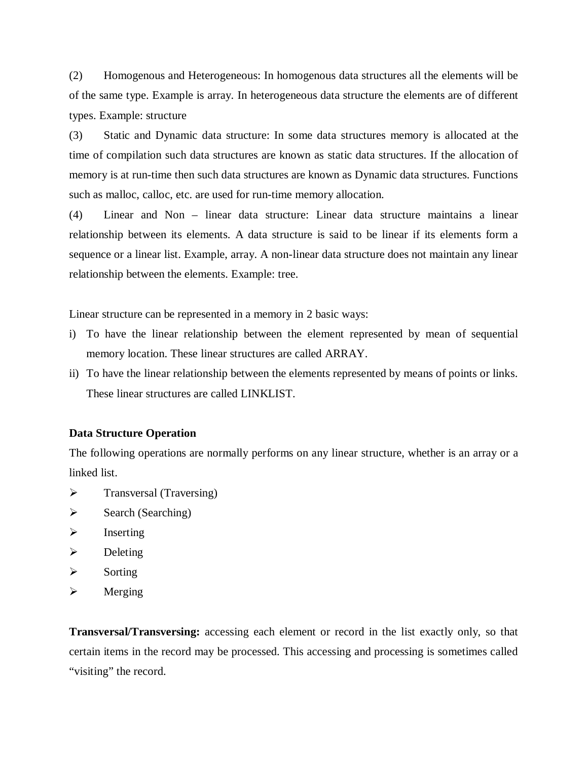(2) Homogenous and Heterogeneous: In homogenous data structures all the elements will be of the same type. Example is array. In heterogeneous data structure the elements are of different types. Example: structure

(3) Static and Dynamic data structure: In some data structures memory is allocated at the time of compilation such data structures are known as static data structures. If the allocation of memory is at run-time then such data structures are known as Dynamic data structures. Functions such as malloc, calloc, etc. are used for run-time memory allocation.

(4) Linear and Non – linear data structure: Linear data structure maintains a linear relationship between its elements. A data structure is said to be linear if its elements form a sequence or a linear list. Example, array. A non-linear data structure does not maintain any linear relationship between the elements. Example: tree.

Linear structure can be represented in a memory in 2 basic ways:

i) To have the linear relationship between the element represented by mean of sequential memory location. These linear structures are called ARRAY.
ii) To have the linear relationship between the elements represented by means of points or links. These linear structures are called LINKLIST.

**Data Structure Operation**

The following operations are normally performs on any linear structure, whether is an array or a linked list.

- Transversal (Traversing)
- Search (Searching)
- Inserting
- Deleting
- Sorting
- Merging

**Transversal/Transversing:** accessing each element or record in the list exactly only, so that certain items in the record may be processed. This accessing and processing is sometimes called "visiting" the record.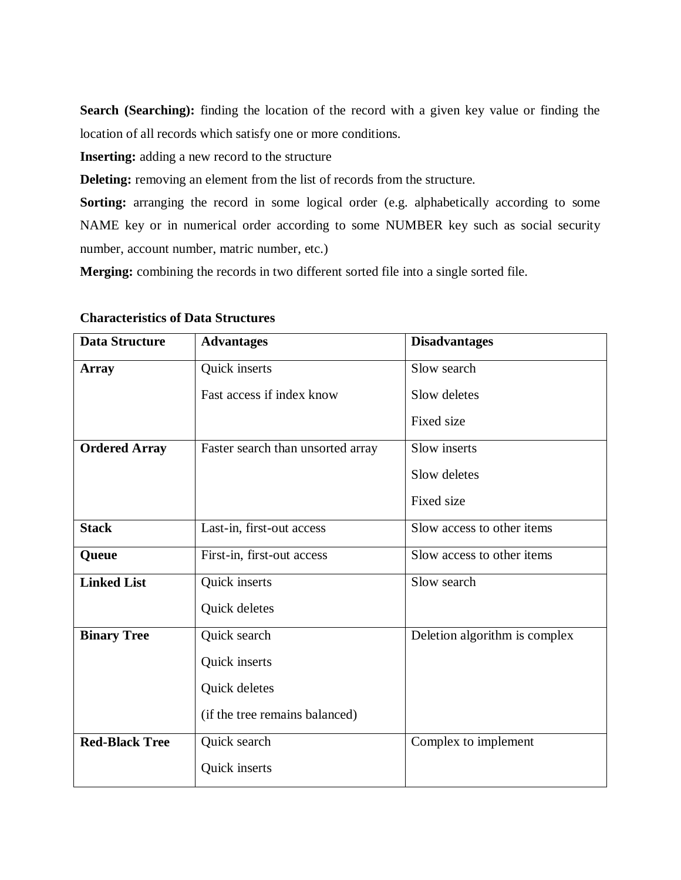**Search (Searching):** finding the location of the record with a given key value or finding the location of all records which satisfy one or more conditions.

**Inserting:** adding a new record to the structure

**Deleting:** removing an element from the list of records from the structure.

**Sorting:** arranging the record in some logical order (e.g. alphabetically according to some NAME key or in numerical order according to some NUMBER key such as social security number, account number, matric number, etc.)

**Merging:** combining the records in two different sorted file into a single sorted file.

**Characteristics of Data Structures**

| Data Structure | Advantages | Disadvantages |
|---|---|---|
| **Array** | Quick inserts<br>Fast access if index know | Slow search<br>Slow deletes<br>Fixed size |
| **Ordered Array** | Faster search than unsorted array | Slow inserts<br>Slow deletes<br>Fixed size |
| **Stack** | Last-in, first-out access | Slow access to other items |
| **Queue** | First-in, first-out access | Slow access to other items |
| **Linked List** | Quick inserts<br>Quick deletes | Slow search |
| **Binary Tree** | Quick search<br>Quick inserts<br>Quick deletes<br>(if the tree remains balanced) | Deletion algorithm is complex |
| **Red-Black Tree** | Quick search<br>Quick inserts | Complex to implement |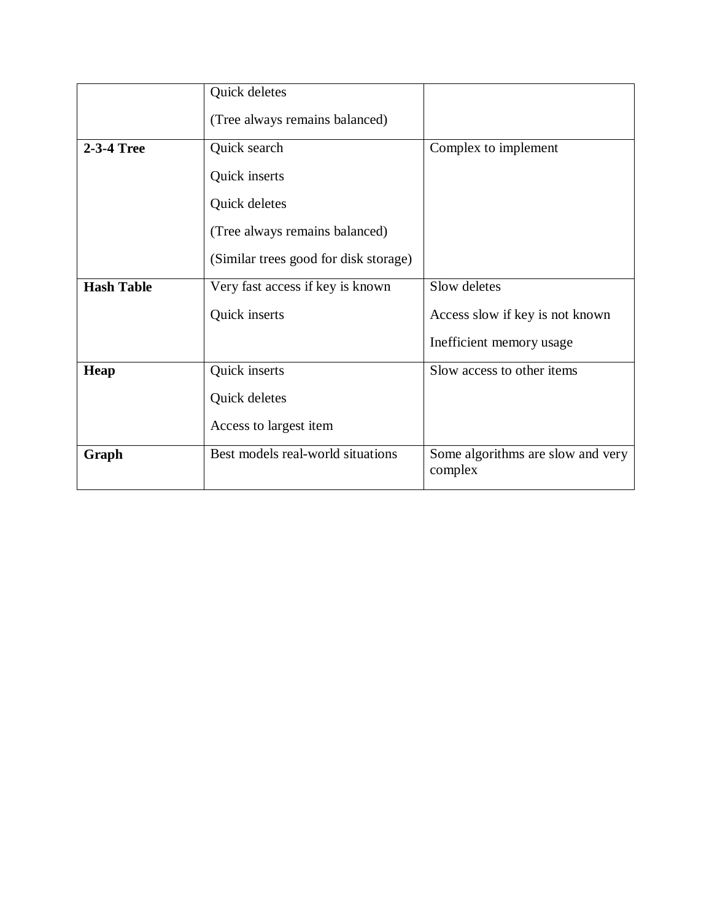| | | |
|---|---|---|
| | Quick deletes<br>(Tree always remains balanced) | |
| **2-3-4 Tree** | Quick search<br>Quick inserts<br>Quick deletes<br>(Tree always remains balanced)<br>(Similar trees good for disk storage) | Complex to implement |
| **Hash Table** | Very fast access if key is known<br>Quick inserts | Slow deletes<br>Access slow if key is not known<br>Inefficient memory usage |
| **Heap** | Quick inserts<br>Quick deletes<br>Access to largest item | Slow access to other items |
| **Graph** | Best models real-world situations | Some algorithms are slow and very complex |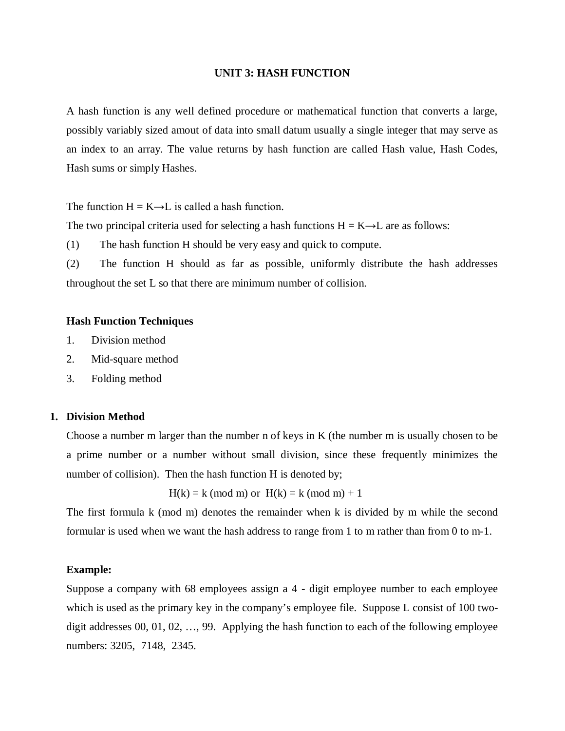## UNIT 3: HASH FUNCTION

A hash function is any well defined procedure or mathematical function that converts a large, possibly variably sized amout of data into small datum usually a single integer that may serve as an index to an array. The value returns by hash function are called Hash value, Hash Codes, Hash sums or simply Hashes.

The function $H = K \rightarrow L$ is called a hash function.

The two principal criteria used for selecting a hash functions $H = K \rightarrow L$ are as follows:

(1) The hash function H should be very easy and quick to compute.

(2) The function H should as far as possible, uniformly distribute the hash addresses throughout the set L so that there are minimum number of collision.

### Hash Function Techniques

1. Division method
2. Mid-square method
3. Folding method

### 1. Division Method

Choose a number m larger than the number n of keys in K (the number m is usually chosen to be a prime number or a number without small division, since these frequently minimizes the number of collision). Then the hash function H is denoted by;

$$H(k) = k \ (\text{mod } m) \quad \text{or} \quad H(k) = k \ (\text{mod } m) + 1$$

The first formula k (mod m) denotes the remainder when k is divided by m while the second formular is used when we want the hash address to range from 1 to m rather than from 0 to m-1.

**Example:**

Suppose a company with 68 employees assign a 4 - digit employee number to each employee which is used as the primary key in the company's employee file. Suppose L consist of 100 two-digit addresses 00, 01, 02, …, 99. Applying the hash function to each of the following employee numbers: 3205, 7148, 2345.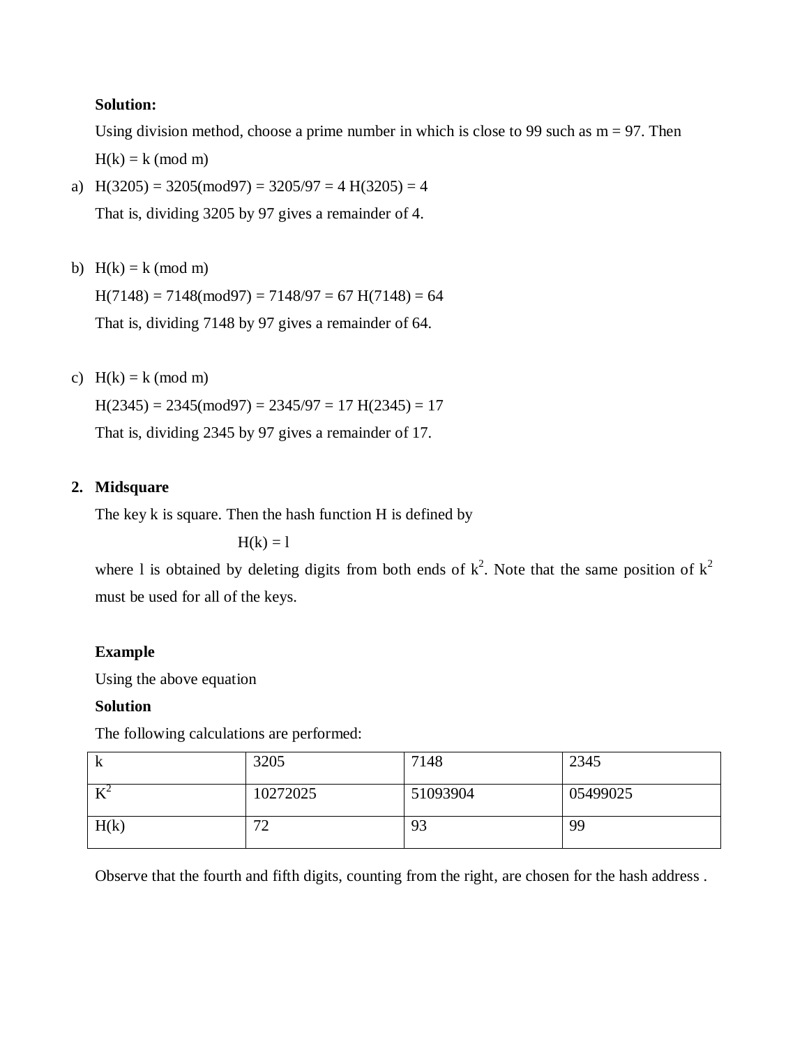**Solution:**

Using division method, choose a prime number in which is close to 99 such as m = 97. Then

$H(k) = k \text{ (mod m)}$

a) $H(3205) = 3205(\text{mod}97) = 3205/97 = 4$ $H(3205) = 4$

   That is, dividing 3205 by 97 gives a remainder of 4.

b) $H(k) = k \text{ (mod m)}$

   $H(7148) = 7148(\text{mod}97) = 7148/97 = 67$ $H(7148) = 64$

   That is, dividing 7148 by 97 gives a remainder of 64.

c) $H(k) = k \text{ (mod m)}$

   $H(2345) = 2345(\text{mod}97) = 2345/97 = 17$ $H(2345) = 17$

   That is, dividing 2345 by 97 gives a remainder of 17.

**2. Midsquare**

The key k is square. Then the hash function H is defined by

$$H(k) = l$$

where l is obtained by deleting digits from both ends of $k^2$. Note that the same position of $k^2$ must be used for all of the keys.

**Example**

Using the above equation

**Solution**

The following calculations are performed:

| k | 3205 | 7148 | 2345 |
|---|---|---|---|
| $K^2$ | 10272025 | 51093904 | 05499025 |
| H(k) | 72 | 93 | 99 |

Observe that the fourth and fifth digits, counting from the right, are chosen for the hash address .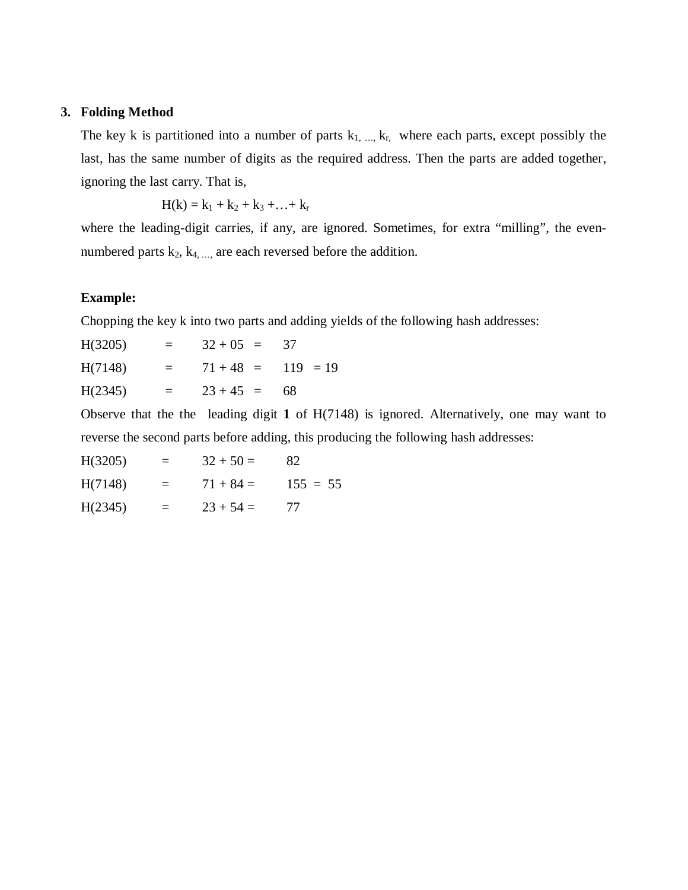3. **Folding Method**

The key k is partitioned into a number of parts $k_{1, \ldots,} k_{r,}$ where each parts, except possibly the last, has the same number of digits as the required address. Then the parts are added together, ignoring the last carry. That is,

$$H(k) = k_1 + k_2 + k_3 + \ldots + k_r$$

where the leading-digit carries, if any, are ignored. Sometimes, for extra "milling", the even-numbered parts $k_2$, $k_{4, \ldots,}$ are each reversed before the addition.

**Example:**

Chopping the key k into two parts and adding yields of the following hash addresses:

H(3205) = 32 + 05 = 37

H(7148) = 71 + 48 = 119 = 19

H(2345) = 23 + 45 = 68

Observe that the the leading digit **1** of H(7148) is ignored. Alternatively, one may want to reverse the second parts before adding, this producing the following hash addresses:

H(3205) = 32 + 50 = 82

H(7148) = 71 + 84 = 155 = 55

H(2345) = 23 + 54 = 77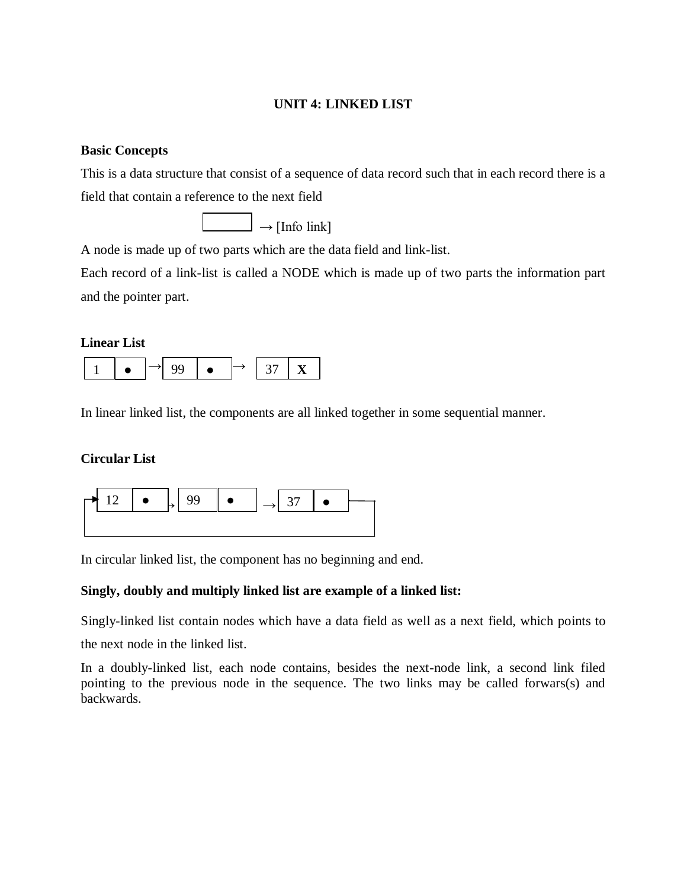**UNIT 4: LINKED LIST**

**Basic Concepts**

This is a data structure that consist of a sequence of data record such that in each record there is a field that contain a reference to the next field

→ [Info link]

A node is made up of two parts which are the data field and link-list.

Each record of a link-list is called a NODE which is made up of two parts the information part and the pointer part.

**Linear List**

| 1 | ● | → | 99 | ● | → | 37 | X |
|---|---|---|---|---|---|---|---|

In linear linked list, the components are all linked together in some sequential manner.

**Circular List**

| 12 | ● | → | 99 | ● | → | 37 | ● |
|---|---|---|---|---|---|---|---|

In circular linked list, the component has no beginning and end.

**Singly, doubly and multiply linked list are example of a linked list:**

Singly-linked list contain nodes which have a data field as well as a next field, which points to the next node in the linked list.

In a doubly-linked list, each node contains, besides the next-node link, a second link filed pointing to the previous node in the sequence. The two links may be called forwars(s) and backwards.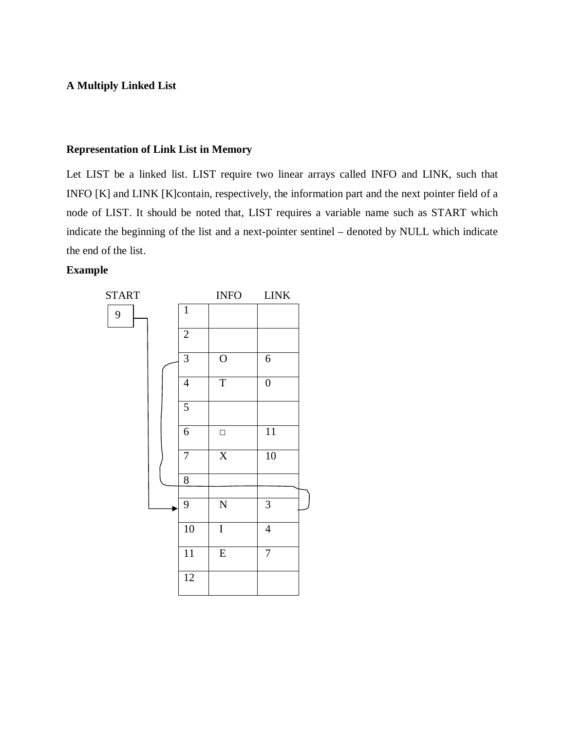**A Multiply Linked List**

**Representation of Link List in Memory**

Let LIST be a linked list. LIST require two linear arrays called INFO and LINK, such that INFO [K] and LINK [K]contain, respectively, the information part and the next pointer field of a node of LIST. It should be noted that, LIST requires a variable name such as START which indicate the beginning of the list and a next-pointer sentinel – denoted by NULL which indicate the end of the list.

**Example**

START = 9

| | INFO | LINK |
|---|---|---|
| 1 | | |
| 2 | | |
| 3 | O | 6 |
| 4 | T | 0 |
| 5 | | |
| 6 | □ | 11 |
| 7 | X | 10 |
| 8 | | |
| 9 | N | 3 |
| 10 | I | 4 |
| 11 | E | 7 |
| 12 | | |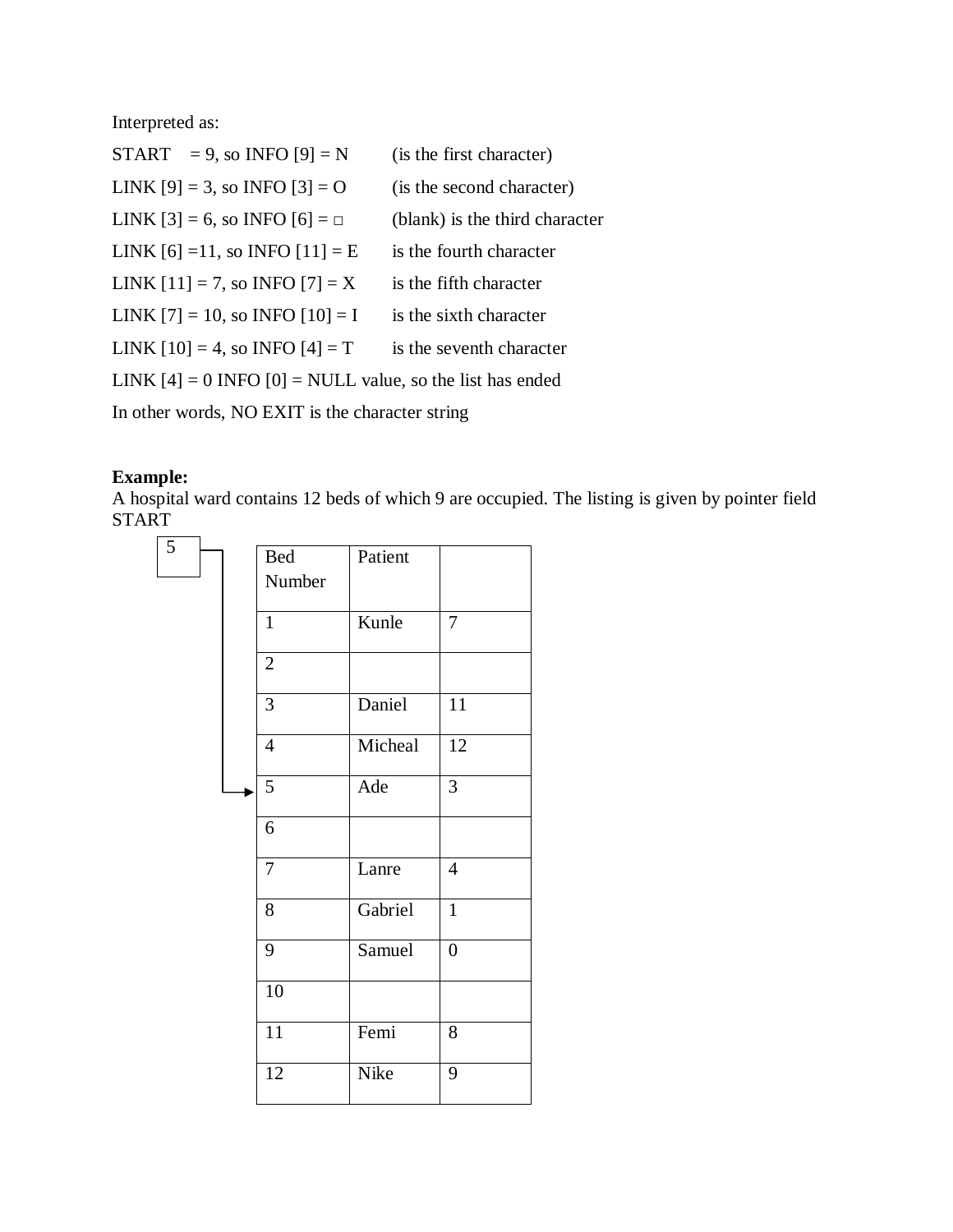Interpreted as:

START = 9, so INFO [9] = N (is the first character)

LINK [9] = 3, so INFO [3] = O (is the second character)

LINK [3] = 6, so INFO [6] = □ (blank) is the third character

LINK [6] =11, so INFO [11] = E is the fourth character

LINK [11] = 7, so INFO [7] = X is the fifth character

LINK [7] = 10, so INFO [10] = I is the sixth character

LINK [10] = 4, so INFO [4] = T is the seventh character

LINK [4] = 0 INFO [0] = NULL value, so the list has ended

In other words, NO EXIT is the character string

**Example:**
A hospital ward contains 12 beds of which 9 are occupied. The listing is given by pointer field START

START = 5 (points to Bed Number 5)

| Bed Number | Patient | |
|---|---|---|
| 1 | Kunle | 7 |
| 2 | | |
| 3 | Daniel | 11 |
| 4 | Micheal | 12 |
| 5 | Ade | 3 |
| 6 | | |
| 7 | Lanre | 4 |
| 8 | Gabriel | 1 |
| 9 | Samuel | 0 |
| 10 | | |
| 11 | Femi | 8 |
| 12 | Nike | 9 |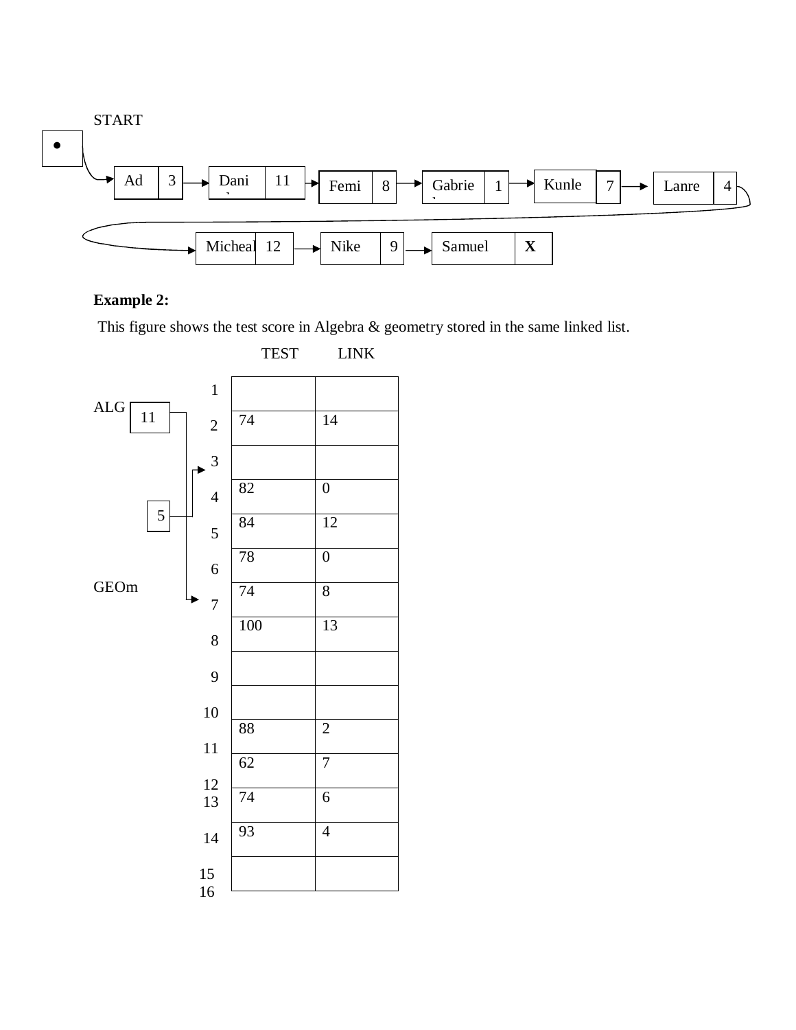START

Ad | 3 → Dani | 11 → Femi | 8 → Gabrie | 1 → Kunle | 7 → Lanre | 4 → Micheal | 12 → Nike | 9 → Samuel | X

**Example 2:**

This figure shows the test score in Algebra & geometry stored in the same linked list.

ALG: 11

GEOm: 5

| | TEST | LINK |
|---|---|---|
| 1 | | |
| 2 | 74 | 14 |
| 3 | | |
| 4 | 82 | 0 |
| 5 | 84 | 12 |
| 6 | 78 | 0 |
| 7 | 74 | 8 |
| 8 | 100 | 13 |
| 9 | | |
| 10 | | |
| 11 | 88 | 2 |
| 12 | 62 | 7 |
| 13 | 74 | 6 |
| 14 | 93 | 4 |
| 15 | | |
| 16 | | |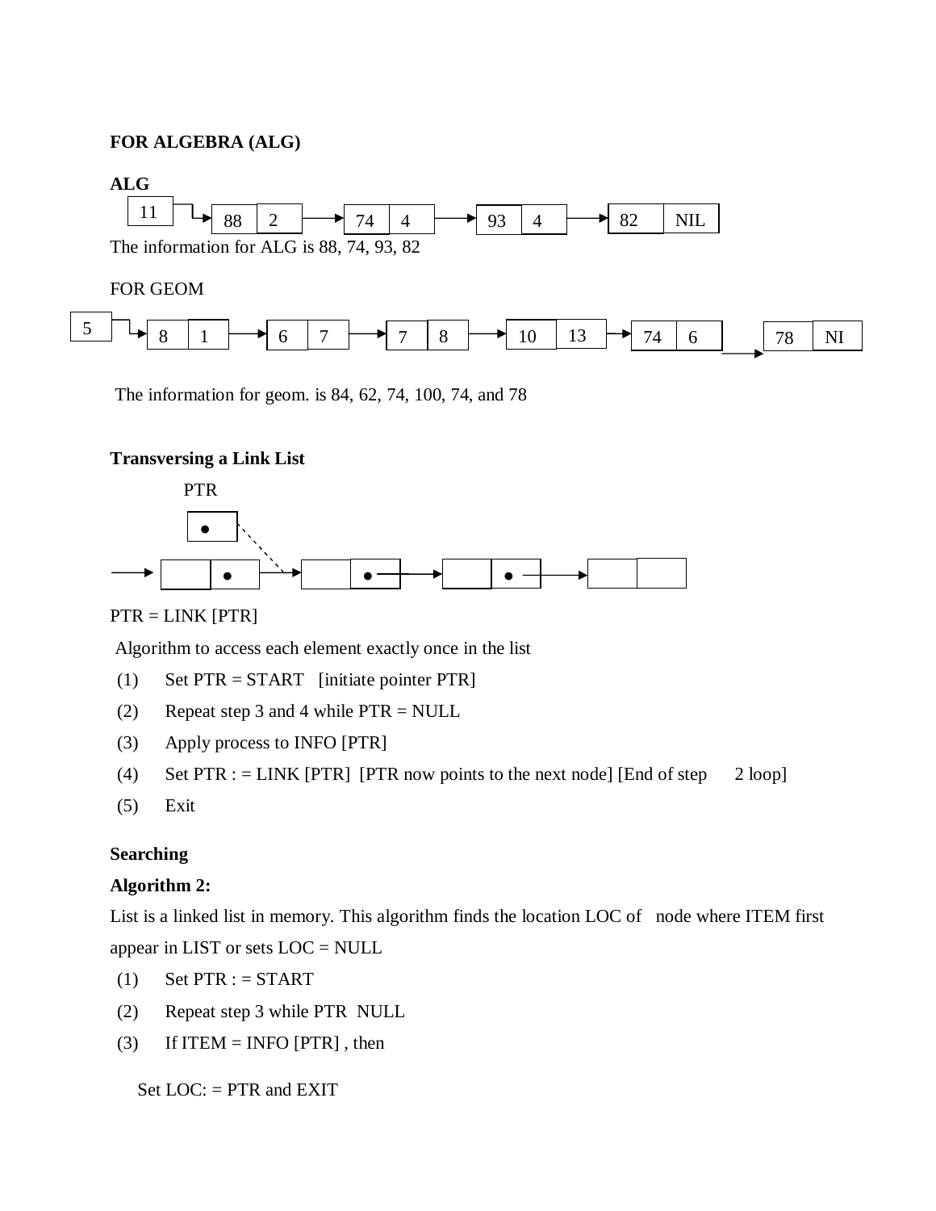**FOR ALGEBRA (ALG)**

**ALG**

```
[11] ──► [88 | 2] ──► [74 | 4] ──► [93 | 4] ──► [82 | NIL]
```

The information for ALG is 88, 74, 93, 82

FOR GEOM

```
[5] ──► [8 | 1] ──► [6 | 7] ──► [7 | 8] ──► [10 | 13] ──► [74 | 6] ──► [78 | NI]
```

The information for geom. is 84, 62, 74, 100, 74, and 78

**Transversing a Link List**

```
        PTR
        [ • ]
           \
──► [   | • ] ──► [   | • ] ──► [   | • ] ──► [   |   ]
```

PTR = LINK [PTR]

Algorithm to access each element exactly once in the list

(1) Set PTR = START [initiate pointer PTR]

(2) Repeat step 3 and 4 while PTR = NULL

(3) Apply process to INFO [PTR]

(4) Set PTR : = LINK [PTR] [PTR now points to the next node] [End of step 2 loop]

(5) Exit

**Searching**

**Algorithm 2:**

List is a linked list in memory. This algorithm finds the location LOC of node where ITEM first appear in LIST or sets LOC = NULL

(1) Set PTR : = START

(2) Repeat step 3 while PTR NULL

(3) If ITEM = INFO [PTR] , then

Set LOC: = PTR and EXIT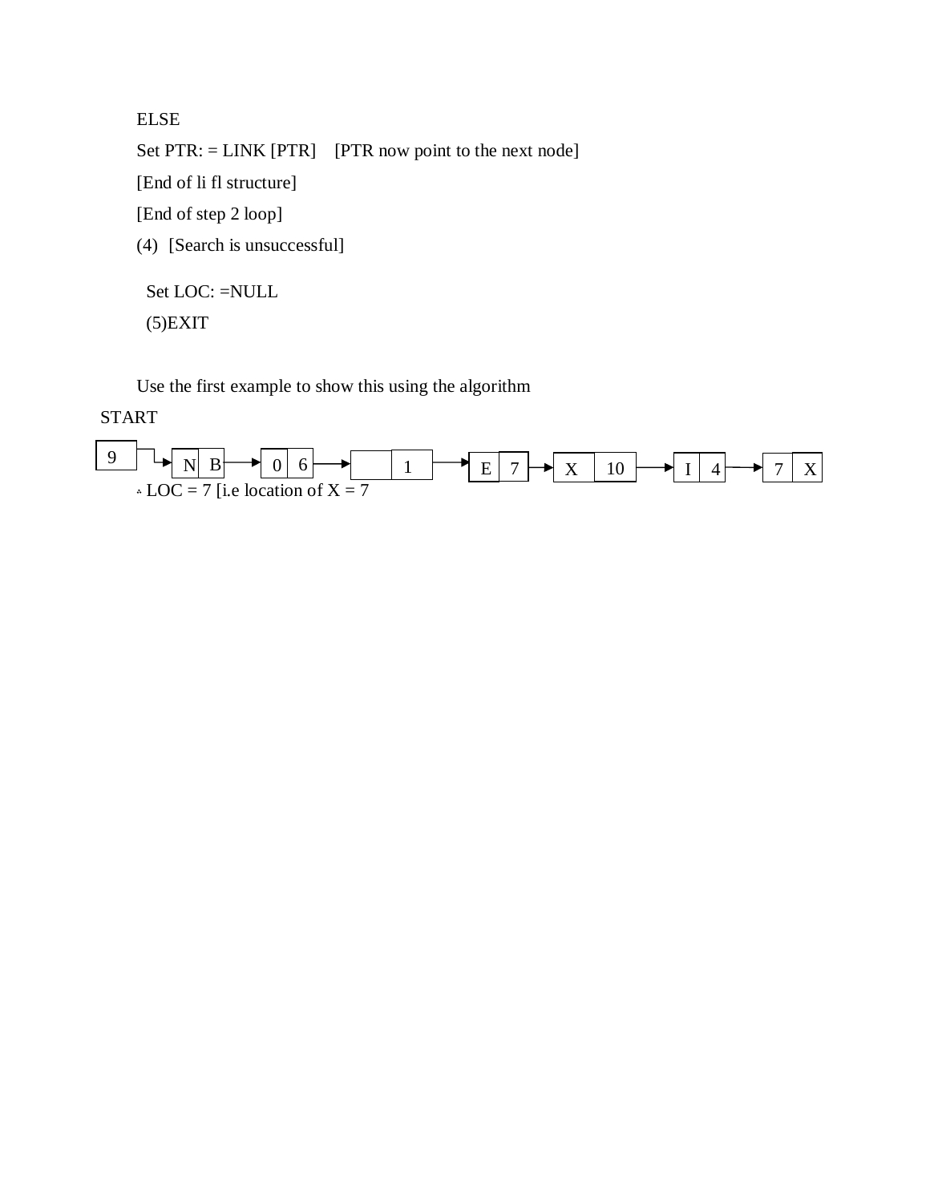ELSE

Set PTR: = LINK [PTR]    [PTR now point to the next node]

[End of li fl structure]

[End of step 2 loop]

(4)  [Search is unsuccessful]

Set LOC: =NULL

(5)EXIT

Use the first example to show this using the algorithm

START

9 → | N | B | → | 0 | 6 | → |   | 1 | → | E | 7 | → | X | 10 | → | I | 4 | → | 7 | X |

∴ LOC = 7 [i.e location of X = 7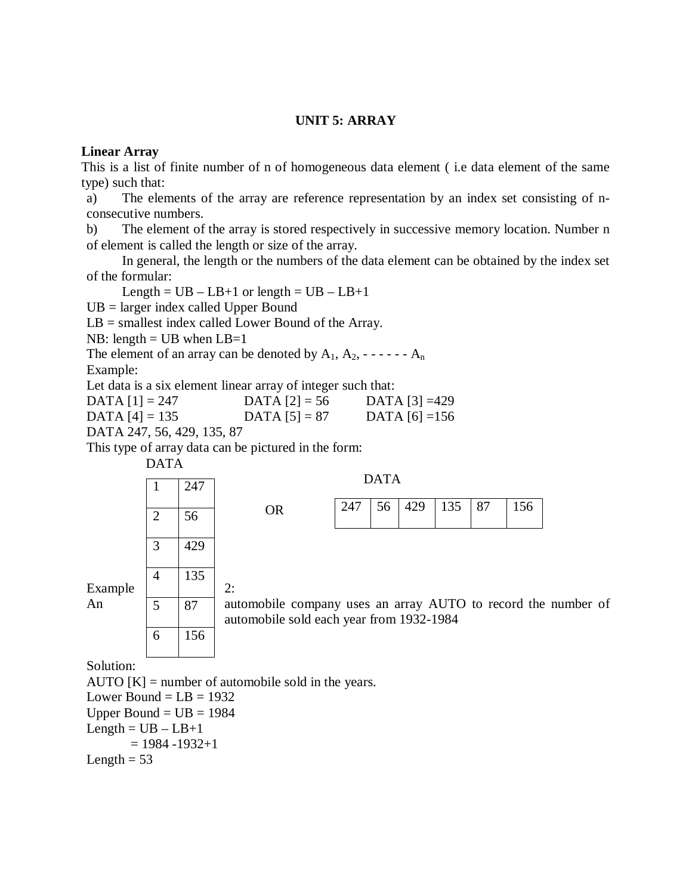**UNIT 5: ARRAY**

**Linear Array**

This is a list of finite number of n of homogeneous data element ( i.e data element of the same type) such that:

a) The elements of the array are reference representation by an index set consisting of n-consecutive numbers.

b) The element of the array is stored respectively in successive memory location. Number n of element is called the length or size of the array.

In general, the length or the numbers of the data element can be obtained by the index set of the formular:

Length = UB – LB+1 or length = UB – LB+1

UB = larger index called Upper Bound

LB = smallest index called Lower Bound of the Array.

NB: length = UB when LB=1

The element of an array can be denoted by $A_1$, $A_2$, - - - - - - $A_n$

Example:

Let data is a six element linear array of integer such that:

DATA [1] = 247 DATA [2] = 56 DATA [3] =429

DATA [4] = 135 DATA [5] = 87 DATA [6] =156

DATA 247, 56, 429, 135, 87

This type of array data can be pictured in the form:

DATA

| | |
|---|---|
| 1 | 247 |
| 2 | 56 |
| 3 | 429 |
| 4 | 135 |
| 5 | 87 |
| 6 | 156 |

OR

DATA

| | | | | | |
|---|---|---|---|---|---|
| 247 | 56 | 429 | 135 | 87 | 156 |

Example 2:

An automobile company uses an array AUTO to record the number of automobile sold each year from 1932-1984

Solution:

AUTO [K] = number of automobile sold in the years.

Lower Bound = LB = 1932

Upper Bound = UB = 1984

Length = UB – LB+1

= 1984 -1932+1

Length = 53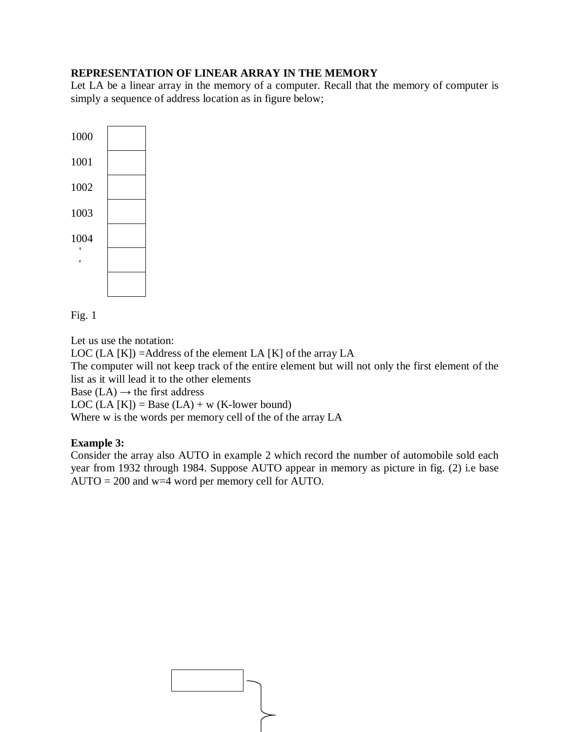**REPRESENTATION OF LINEAR ARRAY IN THE MEMORY**

Let LA be a linear array in the memory of a computer. Recall that the memory of computer is simply a sequence of address location as in figure below;

| | |
|---|---|
| 1000 | |
| 1001 | |
| 1002 | |
| 1003 | |
| 1004 | |
| ' | |
| ' | |

Fig. 1

Let us use the notation:

LOC (LA [K]) =Address of the element LA [K] of the array LA

The computer will not keep track of the entire element but will not only the first element of the list as it will lead it to the other elements

Base (LA) → the first address

LOC (LA [K]) = Base (LA) + w (K-lower bound)

Where w is the words per memory cell of the of the array LA

**Example 3:**

Consider the array also AUTO in example 2 which record the number of automobile sold each year from 1932 through 1984. Suppose AUTO appear in memory as picture in fig. (2) i.e base AUTO = 200 and w=4 word per memory cell for AUTO.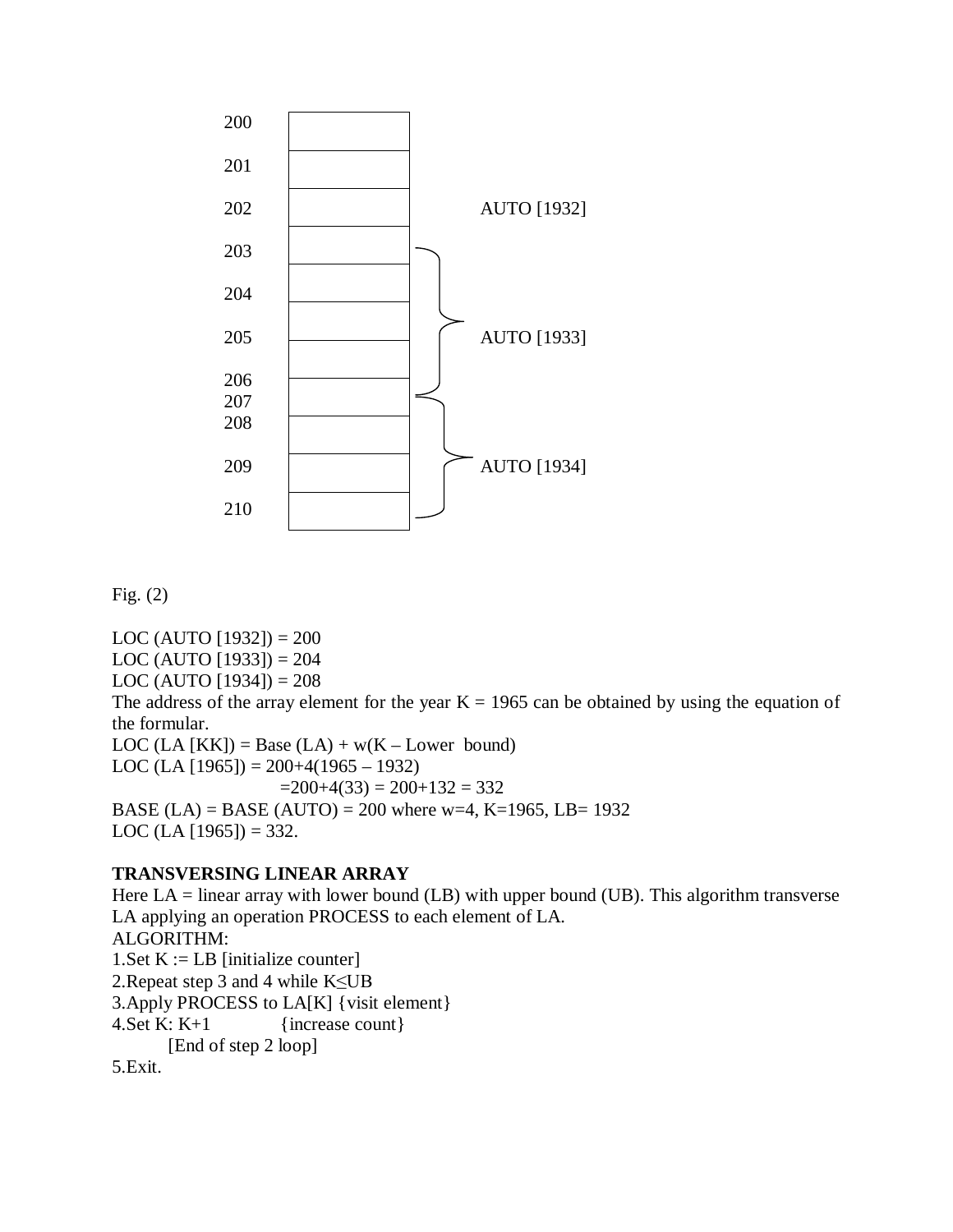| | |
|---|---|
| 200 | |
| 201 | |
| 202 | AUTO [1932] |
| 203 | |
| 204 | |
| 205 | AUTO [1933] |
| 206 | |
| 207 | |
| 208 | |
| 209 | AUTO [1934] |
| 210 | |

Fig. (2)

LOC (AUTO [1932]) = 200
LOC (AUTO [1933]) = 204
LOC (AUTO [1934]) = 208
The address of the array element for the year K = 1965 can be obtained by using the equation of the formular.
LOC (LA [KK]) = Base (LA) + w(K – Lower bound)
LOC (LA [1965]) = 200+4(1965 – 1932)
=200+4(33) = 200+132 = 332
BASE (LA) = BASE (AUTO) = 200 where w=4, K=1965, LB= 1932
LOC (LA [1965]) = 332.

**TRANSVERSING LINEAR ARRAY**

Here LA = linear array with lower bound (LB) with upper bound (UB). This algorithm transverse LA applying an operation PROCESS to each element of LA.

ALGORITHM:
1.Set K := LB [initialize counter]
2.Repeat step 3 and 4 while K≤UB
3.Apply PROCESS to LA[K] {visit element}
4.Set K: K+1 {increase count}
[End of step 2 loop]
5.Exit.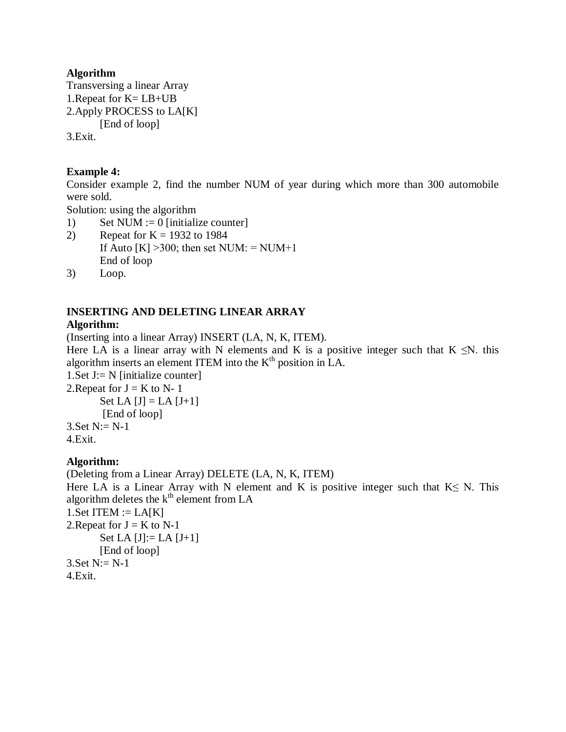**Algorithm**

Transversing a linear Array

1.Repeat for K= LB+UB

2.Apply PROCESS to LA[K]

[End of loop]

3.Exit.

**Example 4:**

Consider example 2, find the number NUM of year during which more than 300 automobile were sold.

Solution: using the algorithm

1) Set NUM := 0 [initialize counter]
2) Repeat for K = 1932 to 1984
   If Auto [K] >300; then set NUM: = NUM+1
   End of loop
3) Loop.

**INSERTING AND DELETING LINEAR ARRAY**

**Algorithm:**

(Inserting into a linear Array) INSERT (LA, N, K, ITEM).

Here LA is a linear array with N elements and K is a positive integer such that K ≤N. this algorithm inserts an element ITEM into the $K^{th}$ position in LA.

1.Set J:= N [initialize counter]

2.Repeat for J = K to N- 1

Set LA [J] = LA [J+1]

[End of loop]

3.Set N:= N-1

4.Exit.

**Algorithm:**

(Deleting from a Linear Array) DELETE (LA, N, K, ITEM)

Here LA is a Linear Array with N element and K is positive integer such that K≤ N. This algorithm deletes the $k^{th}$ element from LA

1.Set ITEM := LA[K]

2.Repeat for J = K to N-1

Set LA [J]:= LA [J+1]

[End of loop]

3.Set N:= N-1

4.Exit.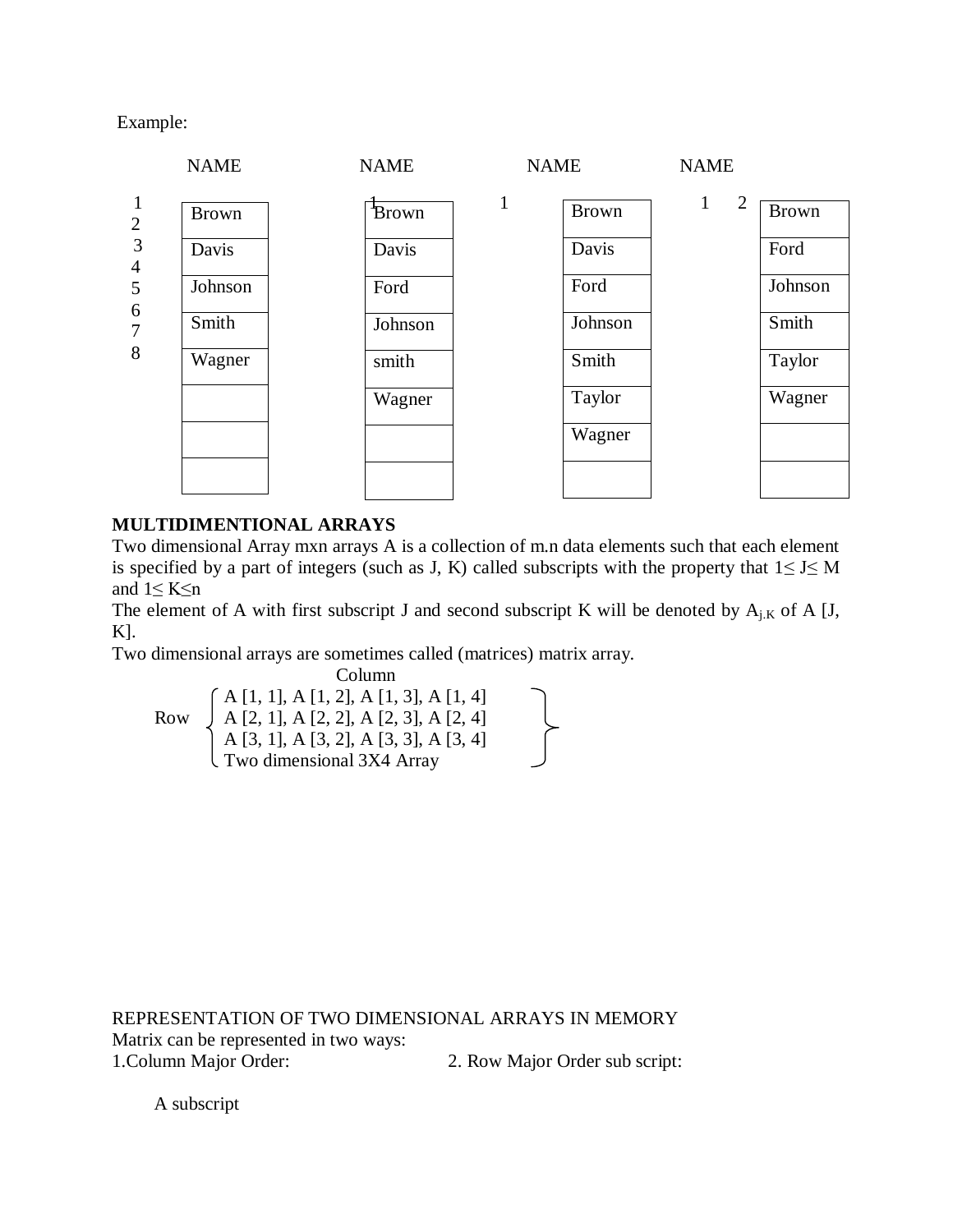Example:

| | NAME | NAME | NAME | NAME |
|---|---|---|---|---|
| 1 | Brown | Brown | Brown | Brown |
| 2 | Davis | Davis | Davis | Ford |
| 3 | Johnson | Ford | Ford | Johnson |
| 4 | Smith | Johnson | Johnson | Smith |
| 5 | Wagner | smith | Smith | Taylor |
| 6 | | Wagner | Taylor | Wagner |
| 7 | | | Wagner | |
| 8 | | | | |

**MULTIDIMENTIONAL ARRAYS**

Two dimensional Array mxn arrays A is a collection of m.n data elements such that each element is specified by a part of integers (such as J, K) called subscripts with the property that $1 \leq J \leq M$ and $1 \leq K \leq n$

The element of A with first subscript J and second subscript K will be denoted by $A_{j.K}$ of A [J, K].

Two dimensional arrays are sometimes called (matrices) matrix array.

Column

Row
A [1, 1], A [1, 2], A [1, 3], A [1, 4]
A [2, 1], A [2, 2], A [2, 3], A [2, 4]
A [3, 1], A [3, 2], A [3, 3], A [3, 4]

Two dimensional 3X4 Array

REPRESENTATION OF TWO DIMENSIONAL ARRAYS IN MEMORY

Matrix can be represented in two ways:

1.Column Major Order: 2. Row Major Order sub script:

A subscript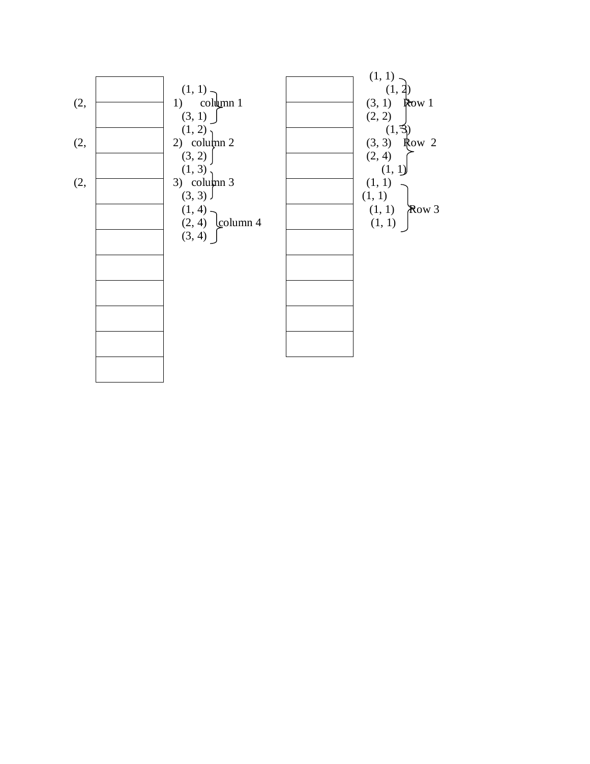(2,

(2,

(2,

(1, 1)
1) column 1
(3, 1)
(1, 2)
2) column 2
(3, 2)
(1, 3)
3) column 3
(3, 3)
(1, 4)
(2, 4) column 4
(3, 4)

(1, 1)
(1, 2)
(3, 1) Row 1
(2, 2)
(1, 3)
(3, 3) Row 2
(2, 4)
(1, 1)
(1, 1)
(1, 1)
(1, 1) Row 3
(1, 1)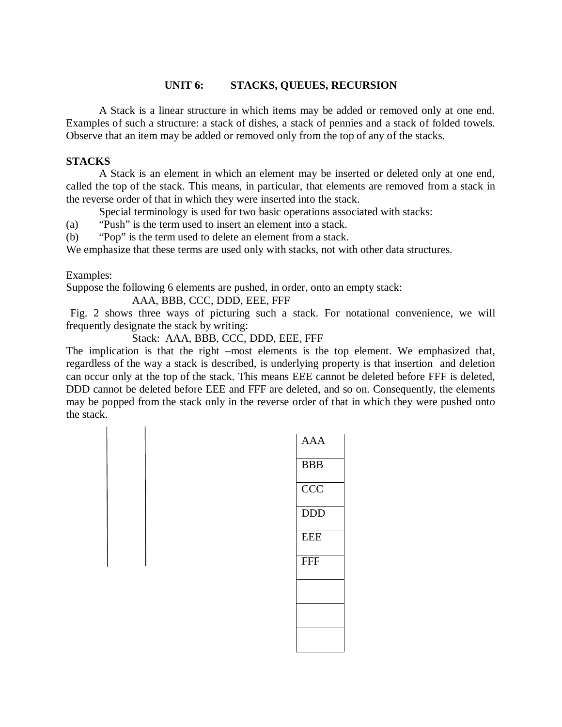# UNIT 6: STACKS, QUEUES, RECURSION

A Stack is a linear structure in which items may be added or removed only at one end. Examples of such a structure: a stack of dishes, a stack of pennies and a stack of folded towels. Observe that an item may be added or removed only from the top of any of the stacks.

## STACKS

A Stack is an element in which an element may be inserted or deleted only at one end, called the top of the stack. This means, in particular, that elements are removed from a stack in the reverse order of that in which they were inserted into the stack.

Special terminology is used for two basic operations associated with stacks:

(a) "Push" is the term used to insert an element into a stack.

(b) "Pop" is the term used to delete an element from a stack.

We emphasize that these terms are used only with stacks, not with other data structures.

Examples:

Suppose the following 6 elements are pushed, in order, onto an empty stack:

AAA, BBB, CCC, DDD, EEE, FFF

Fig. 2 shows three ways of picturing such a stack. For notational convenience, we will frequently designate the stack by writing:

Stack: AAA, BBB, CCC, DDD, EEE, FFF

The implication is that the right –most elements is the top element. We emphasized that, regardless of the way a stack is described, is underlying property is that insertion and deletion can occur only at the top of the stack. This means EEE cannot be deleted before FFF is deleted, DDD cannot be deleted before EEE and FFF are deleted, and so on. Consequently, the elements may be popped from the stack only in the reverse order of that in which they were pushed onto the stack.

| AAA |
|---|
| BBB |
| CCC |
| DDD |
| EEE |
| FFF |
| |
| |
| |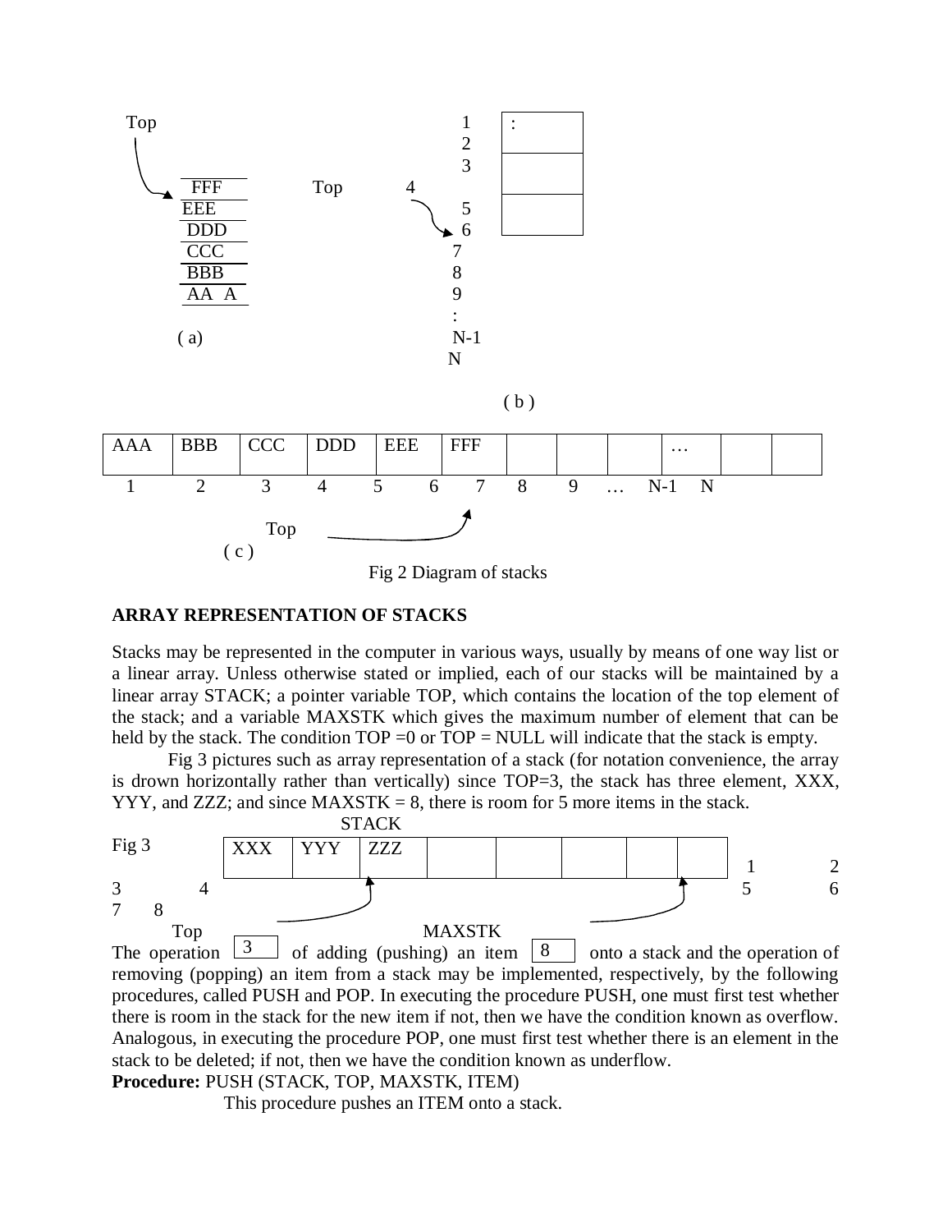Top

| |
|---|
| FFF |
| EEE |
| DDD |
| CCC |
| BBB |
| AA A |

( a)

Top 4

1 :
2
3
5
6
7
8
9
:
N-1
N

( b )

| AAA | BBB | CCC | DDD | EEE | FFF | | | | … | | |
|---|---|---|---|---|---|---|---|---|---|---|---|
| 1 | 2 | 3 | 4 | 5 6 | 7 | 8 | 9 | … | N-1 | N | |

Top

( c )

Fig 2 Diagram of stacks

**ARRAY REPRESENTATION OF STACKS**

Stacks may be represented in the computer in various ways, usually by means of one way list or a linear array. Unless otherwise stated or implied, each of our stacks will be maintained by a linear array STACK; a pointer variable TOP, which contains the location of the top element of the stack; and a variable MAXSTK which gives the maximum number of element that can be held by the stack. The condition TOP =0 or TOP = NULL will indicate that the stack is empty.

Fig 3 pictures such as array representation of a stack (for notation convenience, the array is drown horizontally rather than vertically) since TOP=3, the stack has three element, XXX, YYY, and ZZZ; and since MAXSTK = 8, there is room for 5 more items in the stack.

STACK

Fig 3

| XXX | YYY | ZZZ | | | | | |
|---|---|---|---|---|---|---|---|
| 1 | 2 | 3 | 4 | 5 | 6 | 7 | 8 |

Top 3 MAXSTK 8

The operation of adding (pushing) an item onto a stack and the operation of removing (popping) an item from a stack may be implemented, respectively, by the following procedures, called PUSH and POP. In executing the procedure PUSH, one must first test whether there is room in the stack for the new item if not, then we have the condition known as overflow. Analogous, in executing the procedure POP, one must first test whether there is an element in the stack to be deleted; if not, then we have the condition known as underflow.

**Procedure:** PUSH (STACK, TOP, MAXSTK, ITEM)

This procedure pushes an ITEM onto a stack.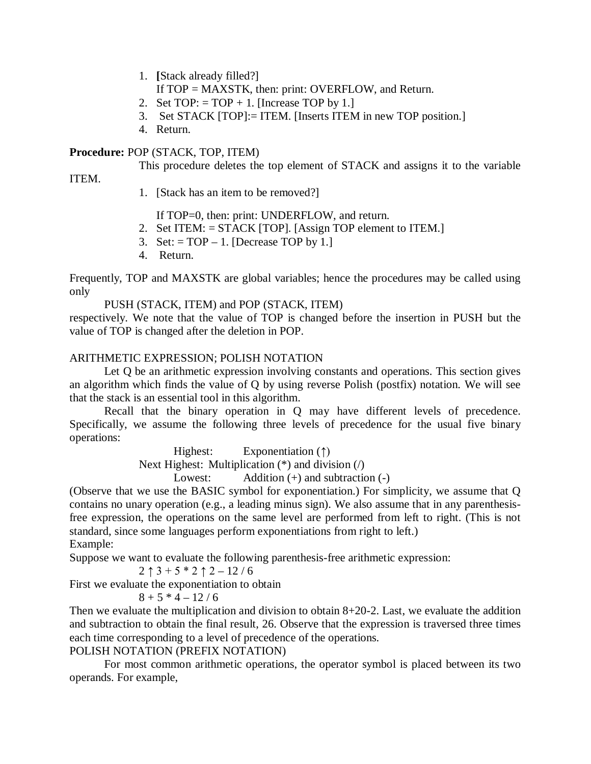1. **[**Stack already filled?]
   If TOP = MAXSTK, then: print: OVERFLOW, and Return.
2. Set TOP: = TOP + 1. [Increase TOP by 1.]
3. Set STACK [TOP]:= ITEM. [Inserts ITEM in new TOP position.]
4. Return.

**Procedure:** POP (STACK, TOP, ITEM)

This procedure deletes the top element of STACK and assigns it to the variable ITEM.

1. [Stack has an item to be removed?]

   If TOP=0, then: print: UNDERFLOW, and return.
2. Set ITEM: = STACK [TOP]. [Assign TOP element to ITEM.]
3. Set: = TOP – 1. [Decrease TOP by 1.]
4. Return.

Frequently, TOP and MAXSTK are global variables; hence the procedures may be called using only

PUSH (STACK, ITEM) and POP (STACK, ITEM)

respectively. We note that the value of TOP is changed before the insertion in PUSH but the value of TOP is changed after the deletion in POP.

ARITHMETIC EXPRESSION; POLISH NOTATION

Let Q be an arithmetic expression involving constants and operations. This section gives an algorithm which finds the value of Q by using reverse Polish (postfix) notation. We will see that the stack is an essential tool in this algorithm.

Recall that the binary operation in Q may have different levels of precedence. Specifically, we assume the following three levels of precedence for the usual five binary operations:

Highest: Exponentiation (↑)
Next Highest: Multiplication (*) and division (/)
Lowest: Addition (+) and subtraction (-)

(Observe that we use the BASIC symbol for exponentiation.) For simplicity, we assume that Q contains no unary operation (e.g., a leading minus sign). We also assume that in any parenthesis-free expression, the operations on the same level are performed from left to right. (This is not standard, since some languages perform exponentiations from right to left.)

Example:

Suppose we want to evaluate the following parenthesis-free arithmetic expression:

$$2 \uparrow 3 + 5 * 2 \uparrow 2 - 12 / 6$$

First we evaluate the exponentiation to obtain

$$8 + 5 * 4 - 12 / 6$$

Then we evaluate the multiplication and division to obtain 8+20-2. Last, we evaluate the addition and subtraction to obtain the final result, 26. Observe that the expression is traversed three times each time corresponding to a level of precedence of the operations.

POLISH NOTATION (PREFIX NOTATION)

For most common arithmetic operations, the operator symbol is placed between its two operands. For example,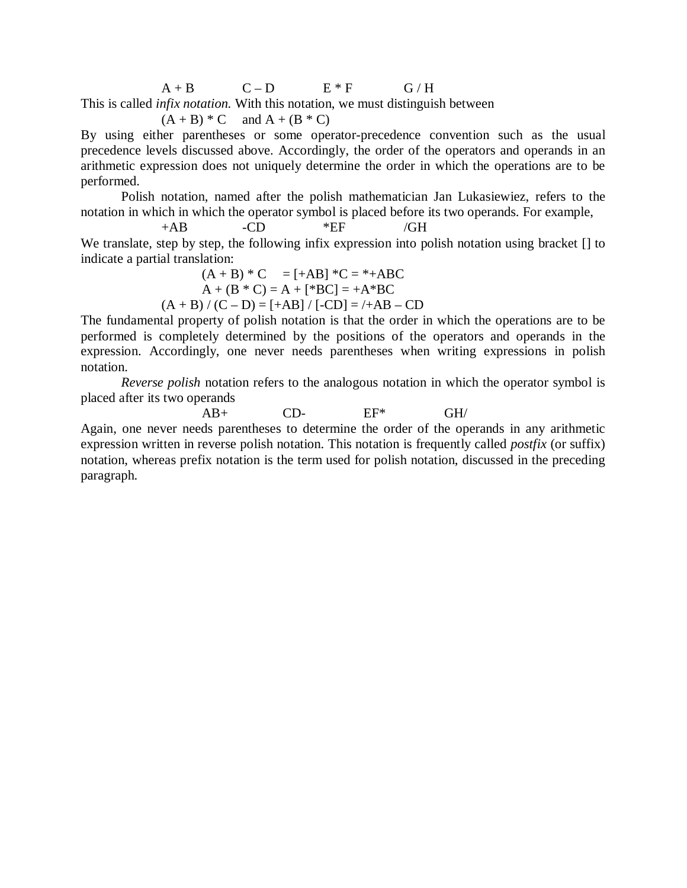A + B     C – D     E * F     G / H

This is called *infix notation.* With this notation, we must distinguish between

(A + B) * C   and A + (B * C)

By using either parentheses or some operator-precedence convention such as the usual precedence levels discussed above. Accordingly, the order of the operators and operands in an arithmetic expression does not uniquely determine the order in which the operations are to be performed.

Polish notation, named after the polish mathematician Jan Lukasiewiez, refers to the notation in which in which the operator symbol is placed before its two operands. For example,

+AB     -CD     *EF     /GH

We translate, step by step, the following infix expression into polish notation using bracket [] to indicate a partial translation:

(A + B) * C   = [+AB] *C = *+ABC

A + (B * C) = A + [*BC] = +A*BC

(A + B) / (C – D) = [+AB] / [-CD] = /+AB – CD

The fundamental property of polish notation is that the order in which the operations are to be performed is completely determined by the positions of the operators and operands in the expression. Accordingly, one never needs parentheses when writing expressions in polish notation.

*Reverse polish* notation refers to the analogous notation in which the operator symbol is placed after its two operands

AB+     CD-     EF*     GH/

Again, one never needs parentheses to determine the order of the operands in any arithmetic expression written in reverse polish notation. This notation is frequently called *postfix* (or suffix) notation, whereas prefix notation is the term used for polish notation, discussed in the preceding paragraph.